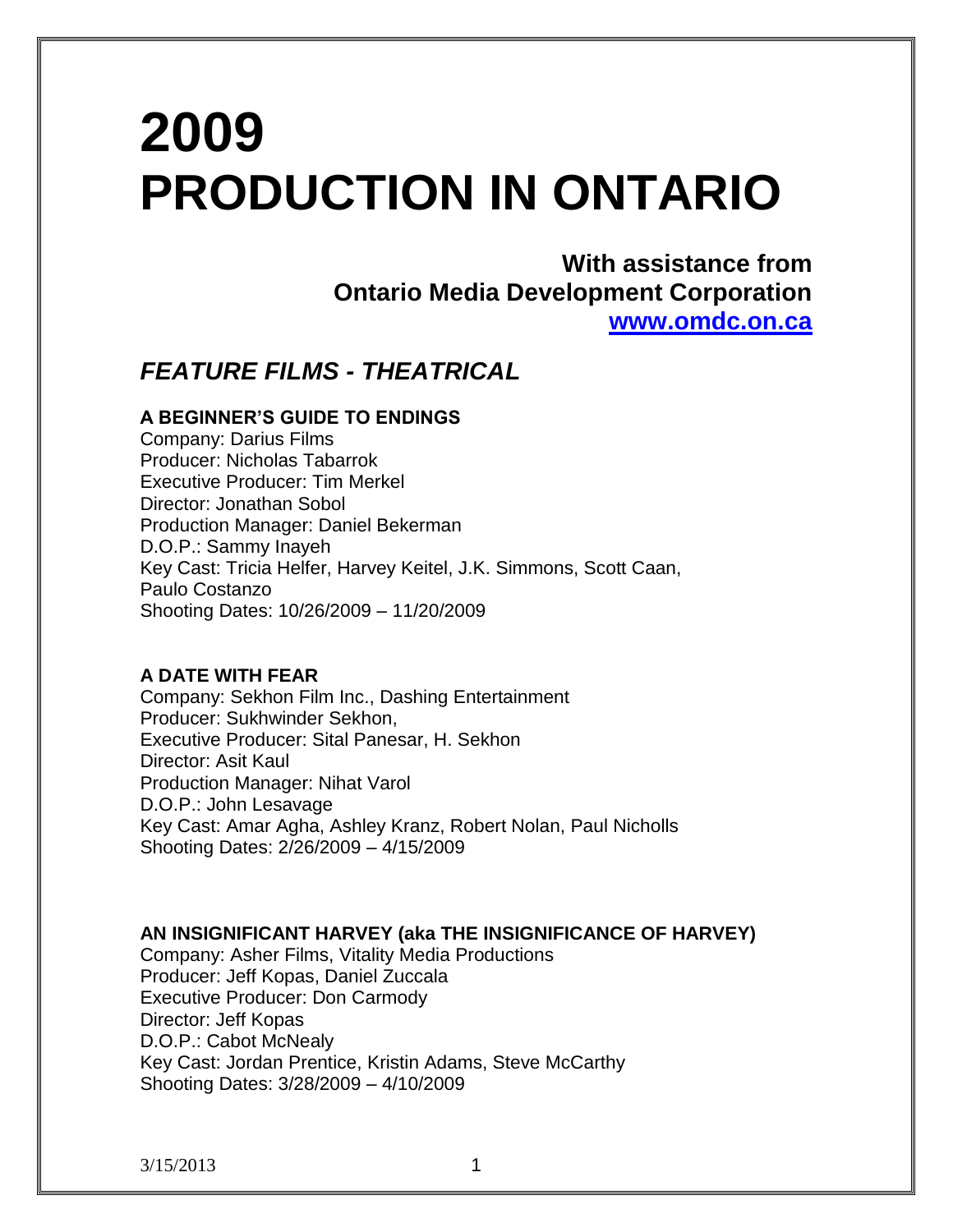# 2009 PRODUCTION IN ONTARIO

**With assistance from**
**Ontario Media Development Corporation**
**[www.omdc.on.ca](http://www.omdc.on.ca)**

## *FEATURE FILMS - THEATRICAL*

### A BEGINNER'S GUIDE TO ENDINGS

Company: Darius Films
Producer: Nicholas Tabarrok
Executive Producer: Tim Merkel
Director: Jonathan Sobol
Production Manager: Daniel Bekerman
D.O.P.: Sammy Inayeh
Key Cast: Tricia Helfer, Harvey Keitel, J.K. Simmons, Scott Caan, Paulo Costanzo
Shooting Dates: 10/26/2009 – 11/20/2009

### A DATE WITH FEAR

Company: Sekhon Film Inc., Dashing Entertainment
Producer: Sukhwinder Sekhon,
Executive Producer: Sital Panesar, H. Sekhon
Director: Asit Kaul
Production Manager: Nihat Varol
D.O.P.: John Lesavage
Key Cast: Amar Agha, Ashley Kranz, Robert Nolan, Paul Nicholls
Shooting Dates: 2/26/2009 – 4/15/2009

### AN INSIGNIFICANT HARVEY (aka THE INSIGNIFICANCE OF HARVEY)

Company: Asher Films, Vitality Media Productions
Producer: Jeff Kopas, Daniel Zuccala
Executive Producer: Don Carmody
Director: Jeff Kopas
D.O.P.: Cabot McNealy
Key Cast: Jordan Prentice, Kristin Adams, Steve McCarthy
Shooting Dates: 3/28/2009 – 4/10/2009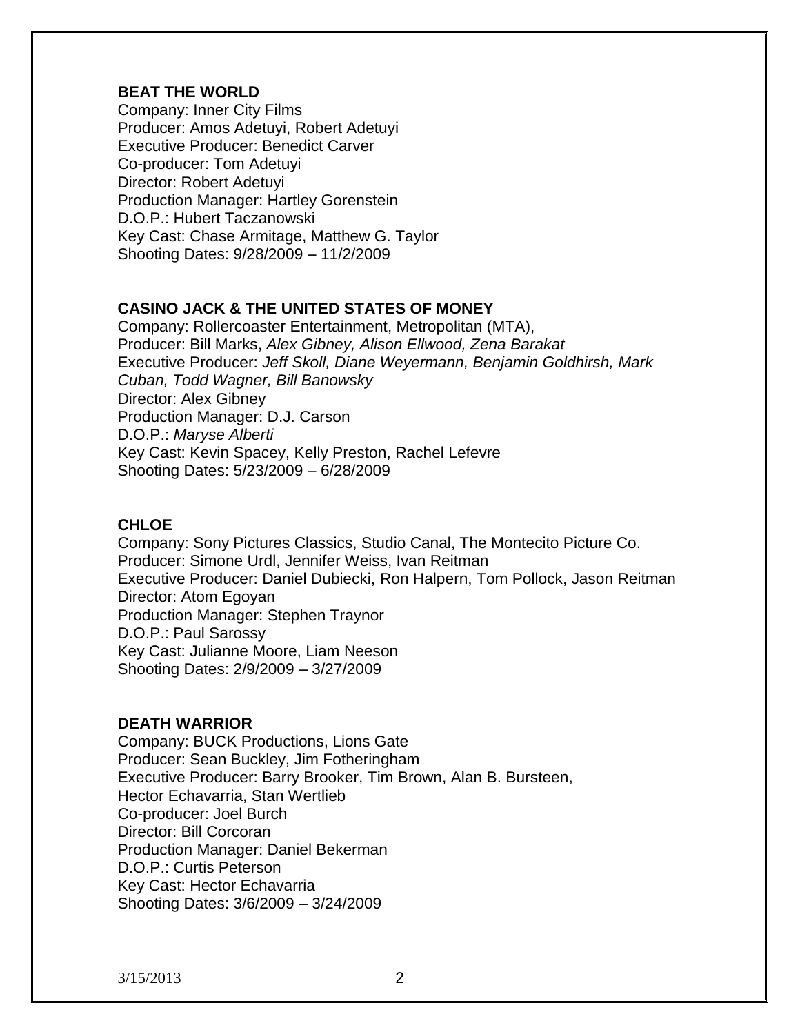**BEAT THE WORLD**
Company: Inner City Films
Producer: Amos Adetuyi, Robert Adetuyi
Executive Producer: Benedict Carver
Co-producer: Tom Adetuyi
Director: Robert Adetuyi
Production Manager: Hartley Gorenstein
D.O.P.: Hubert Taczanowski
Key Cast: Chase Armitage, Matthew G. Taylor
Shooting Dates: 9/28/2009 – 11/2/2009

**CASINO JACK & THE UNITED STATES OF MONEY**
Company: Rollercoaster Entertainment, Metropolitan (MTA),
Producer: Bill Marks, *Alex Gibney, Alison Ellwood, Zena Barakat*
Executive Producer: *Jeff Skoll, Diane Weyermann, Benjamin Goldhirsh, Mark Cuban, Todd Wagner, Bill Banowsky*
Director: Alex Gibney
Production Manager: D.J. Carson
D.O.P.: *Maryse Alberti*
Key Cast: Kevin Spacey, Kelly Preston, Rachel Lefevre
Shooting Dates: 5/23/2009 – 6/28/2009

**CHLOE**
Company: Sony Pictures Classics, Studio Canal, The Montecito Picture Co.
Producer: Simone Urdl, Jennifer Weiss, Ivan Reitman
Executive Producer: Daniel Dubiecki, Ron Halpern, Tom Pollock, Jason Reitman
Director: Atom Egoyan
Production Manager: Stephen Traynor
D.O.P.: Paul Sarossy
Key Cast: Julianne Moore, Liam Neeson
Shooting Dates: 2/9/2009 – 3/27/2009

**DEATH WARRIOR**
Company: BUCK Productions, Lions Gate
Producer: Sean Buckley, Jim Fotheringham
Executive Producer: Barry Brooker, Tim Brown, Alan B. Bursteen, Hector Echavarria, Stan Wertlieb
Co-producer: Joel Burch
Director: Bill Corcoran
Production Manager: Daniel Bekerman
D.O.P.: Curtis Peterson
Key Cast: Hector Echavarria
Shooting Dates: 3/6/2009 – 3/24/2009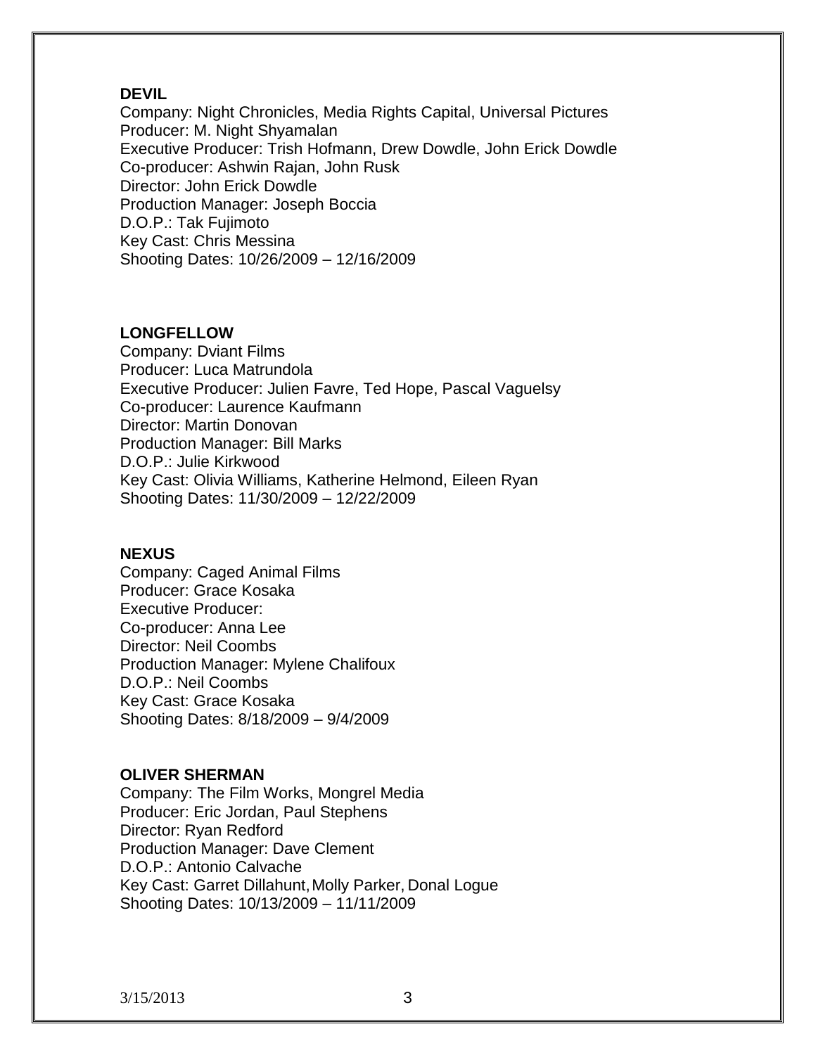**DEVIL**
Company: Night Chronicles, Media Rights Capital, Universal Pictures
Producer: M. Night Shyamalan
Executive Producer: Trish Hofmann, Drew Dowdle, John Erick Dowdle
Co-producer: Ashwin Rajan, John Rusk
Director: John Erick Dowdle
Production Manager: Joseph Boccia
D.O.P.: Tak Fujimoto
Key Cast: Chris Messina
Shooting Dates: 10/26/2009 – 12/16/2009

**LONGFELLOW**
Company: Dviant Films
Producer: Luca Matrundola
Executive Producer: Julien Favre, Ted Hope, Pascal Vaguelsy
Co-producer: Laurence Kaufmann
Director: Martin Donovan
Production Manager: Bill Marks
D.O.P.: Julie Kirkwood
Key Cast: Olivia Williams, Katherine Helmond, Eileen Ryan
Shooting Dates: 11/30/2009 – 12/22/2009

**NEXUS**
Company: Caged Animal Films
Producer: Grace Kosaka
Executive Producer:
Co-producer: Anna Lee
Director: Neil Coombs
Production Manager: Mylene Chalifoux
D.O.P.: Neil Coombs
Key Cast: Grace Kosaka
Shooting Dates: 8/18/2009 – 9/4/2009

**OLIVER SHERMAN**
Company: The Film Works, Mongrel Media
Producer: Eric Jordan, Paul Stephens
Director: Ryan Redford
Production Manager: Dave Clement
D.O.P.: Antonio Calvache
Key Cast: Garret Dillahunt, Molly Parker, Donal Logue
Shooting Dates: 10/13/2009 – 11/11/2009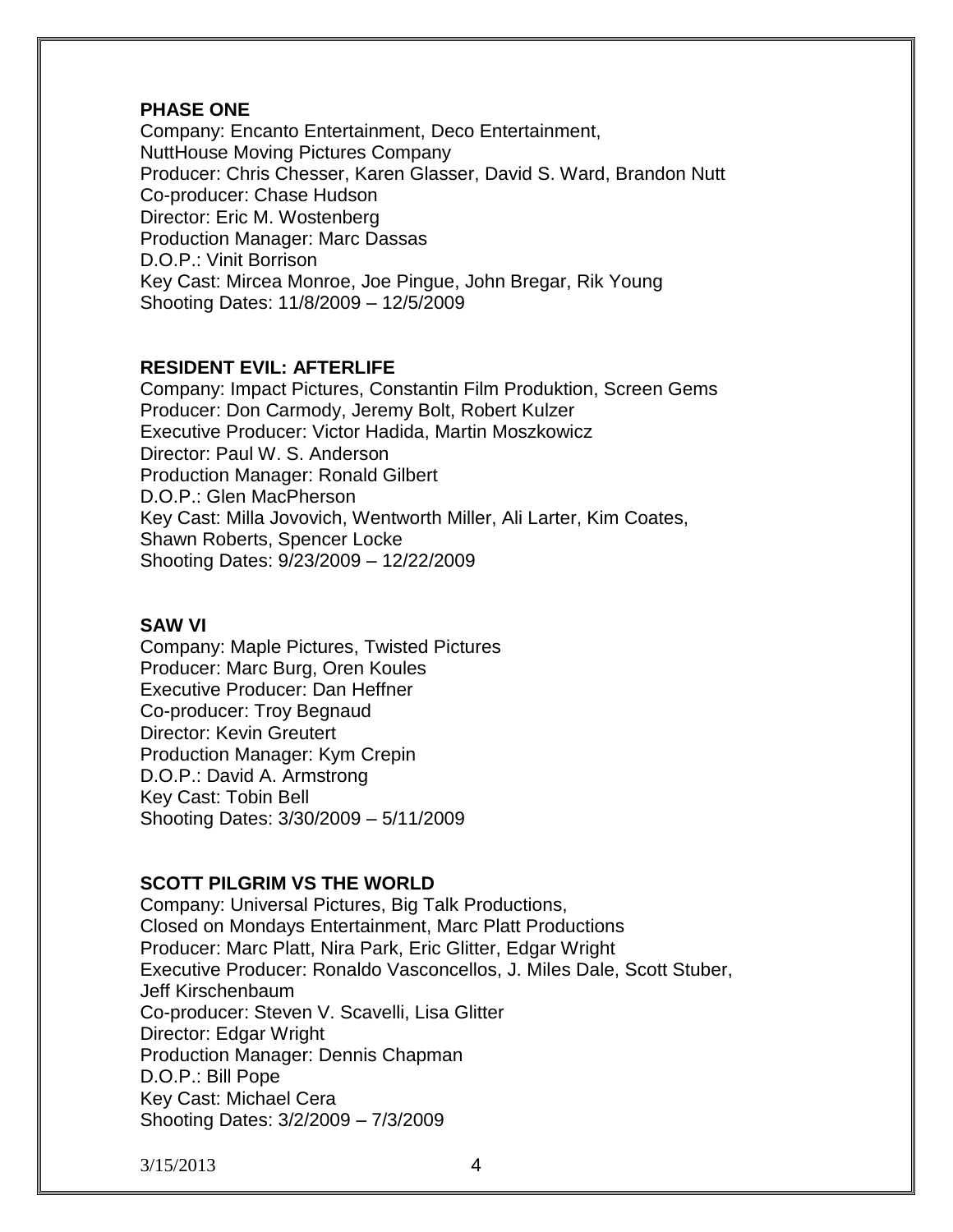**PHASE ONE**
Company: Encanto Entertainment, Deco Entertainment, NuttHouse Moving Pictures Company
Producer: Chris Chesser, Karen Glasser, David S. Ward, Brandon Nutt
Co-producer: Chase Hudson
Director: Eric M. Wostenberg
Production Manager: Marc Dassas
D.O.P.: Vinit Borrison
Key Cast: Mircea Monroe, Joe Pingue, John Bregar, Rik Young
Shooting Dates: 11/8/2009 – 12/5/2009

**RESIDENT EVIL: AFTERLIFE**
Company: Impact Pictures, Constantin Film Produktion, Screen Gems
Producer: Don Carmody, Jeremy Bolt, Robert Kulzer
Executive Producer: Victor Hadida, Martin Moszkowicz
Director: Paul W. S. Anderson
Production Manager: Ronald Gilbert
D.O.P.: Glen MacPherson
Key Cast: Milla Jovovich, Wentworth Miller, Ali Larter, Kim Coates, Shawn Roberts, Spencer Locke
Shooting Dates: 9/23/2009 – 12/22/2009

**SAW VI**
Company: Maple Pictures, Twisted Pictures
Producer: Marc Burg, Oren Koules
Executive Producer: Dan Heffner
Co-producer: Troy Begnaud
Director: Kevin Greutert
Production Manager: Kym Crepin
D.O.P.: David A. Armstrong
Key Cast: Tobin Bell
Shooting Dates: 3/30/2009 – 5/11/2009

**SCOTT PILGRIM VS THE WORLD**
Company: Universal Pictures, Big Talk Productions, Closed on Mondays Entertainment, Marc Platt Productions
Producer: Marc Platt, Nira Park, Eric Glitter, Edgar Wright
Executive Producer: Ronaldo Vasconcellos, J. Miles Dale, Scott Stuber, Jeff Kirschenbaum
Co-producer: Steven V. Scavelli, Lisa Glitter
Director: Edgar Wright
Production Manager: Dennis Chapman
D.O.P.: Bill Pope
Key Cast: Michael Cera
Shooting Dates: 3/2/2009 – 7/3/2009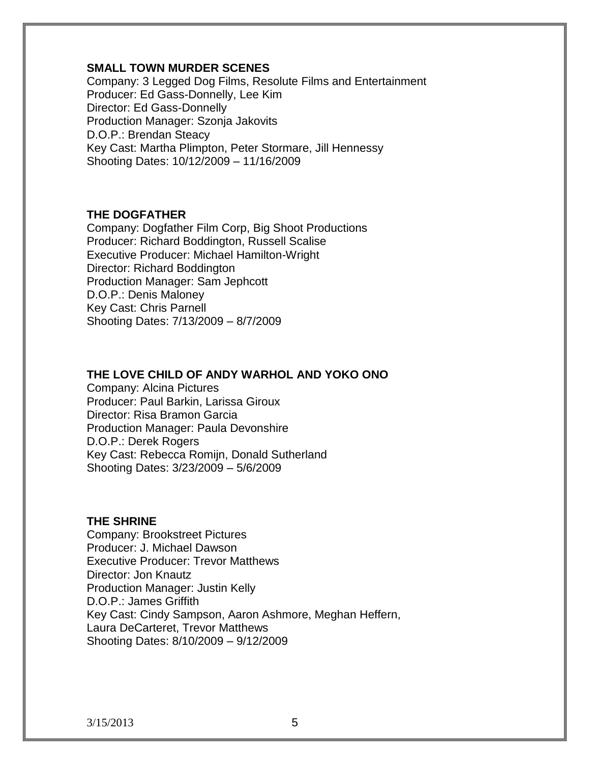**SMALL TOWN MURDER SCENES**
Company: 3 Legged Dog Films, Resolute Films and Entertainment
Producer: Ed Gass-Donnelly, Lee Kim
Director: Ed Gass-Donnelly
Production Manager: Szonja Jakovits
D.O.P.: Brendan Steacy
Key Cast: Martha Plimpton, Peter Stormare, Jill Hennessy
Shooting Dates: 10/12/2009 – 11/16/2009

**THE DOGFATHER**
Company: Dogfather Film Corp, Big Shoot Productions
Producer: Richard Boddington, Russell Scalise
Executive Producer: Michael Hamilton-Wright
Director: Richard Boddington
Production Manager: Sam Jephcott
D.O.P.: Denis Maloney
Key Cast: Chris Parnell
Shooting Dates: 7/13/2009 – 8/7/2009

**THE LOVE CHILD OF ANDY WARHOL AND YOKO ONO**
Company: Alcina Pictures
Producer: Paul Barkin, Larissa Giroux
Director: Risa Bramon Garcia
Production Manager: Paula Devonshire
D.O.P.: Derek Rogers
Key Cast: Rebecca Romijn, Donald Sutherland
Shooting Dates: 3/23/2009 – 5/6/2009

**THE SHRINE**
Company: Brookstreet Pictures
Producer: J. Michael Dawson
Executive Producer: Trevor Matthews
Director: Jon Knautz
Production Manager: Justin Kelly
D.O.P.: James Griffith
Key Cast: Cindy Sampson, Aaron Ashmore, Meghan Heffern, Laura DeCarteret, Trevor Matthews
Shooting Dates: 8/10/2009 – 9/12/2009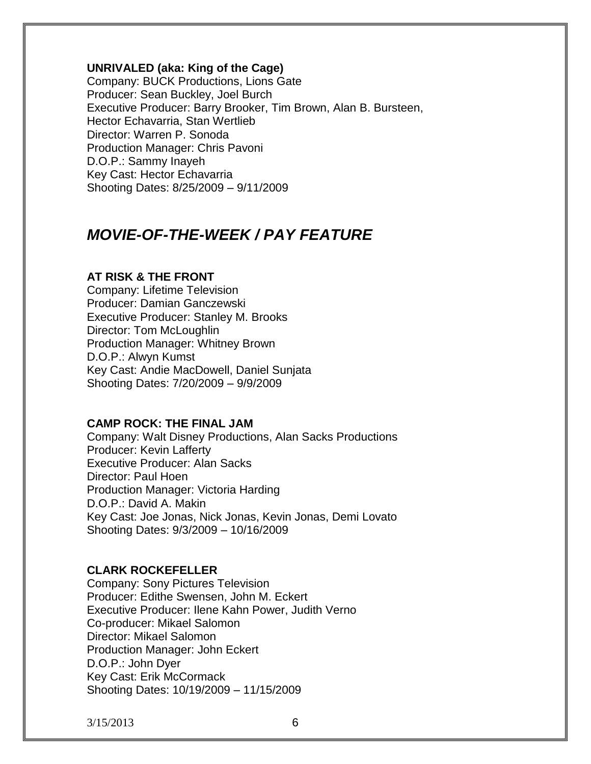**UNRIVALED (aka: King of the Cage)**
Company: BUCK Productions, Lions Gate
Producer: Sean Buckley, Joel Burch
Executive Producer: Barry Brooker, Tim Brown, Alan B. Bursteen, Hector Echavarria, Stan Wertlieb
Director: Warren P. Sonoda
Production Manager: Chris Pavoni
D.O.P.: Sammy Inayeh
Key Cast: Hector Echavarria
Shooting Dates: 8/25/2009 – 9/11/2009

## *MOVIE-OF-THE-WEEK / PAY FEATURE*

**AT RISK & THE FRONT**
Company: Lifetime Television
Producer: Damian Ganczewski
Executive Producer: Stanley M. Brooks
Director: Tom McLoughlin
Production Manager: Whitney Brown
D.O.P.: Alwyn Kumst
Key Cast: Andie MacDowell, Daniel Sunjata
Shooting Dates: 7/20/2009 – 9/9/2009

**CAMP ROCK: THE FINAL JAM**
Company: Walt Disney Productions, Alan Sacks Productions
Producer: Kevin Lafferty
Executive Producer: Alan Sacks
Director: Paul Hoen
Production Manager: Victoria Harding
D.O.P.: David A. Makin
Key Cast: Joe Jonas, Nick Jonas, Kevin Jonas, Demi Lovato
Shooting Dates: 9/3/2009 – 10/16/2009

**CLARK ROCKEFELLER**
Company: Sony Pictures Television
Producer: Edithe Swensen, John M. Eckert
Executive Producer: Ilene Kahn Power, Judith Verno
Co-producer: Mikael Salomon
Director: Mikael Salomon
Production Manager: John Eckert
D.O.P.: John Dyer
Key Cast: Erik McCormack
Shooting Dates: 10/19/2009 – 11/15/2009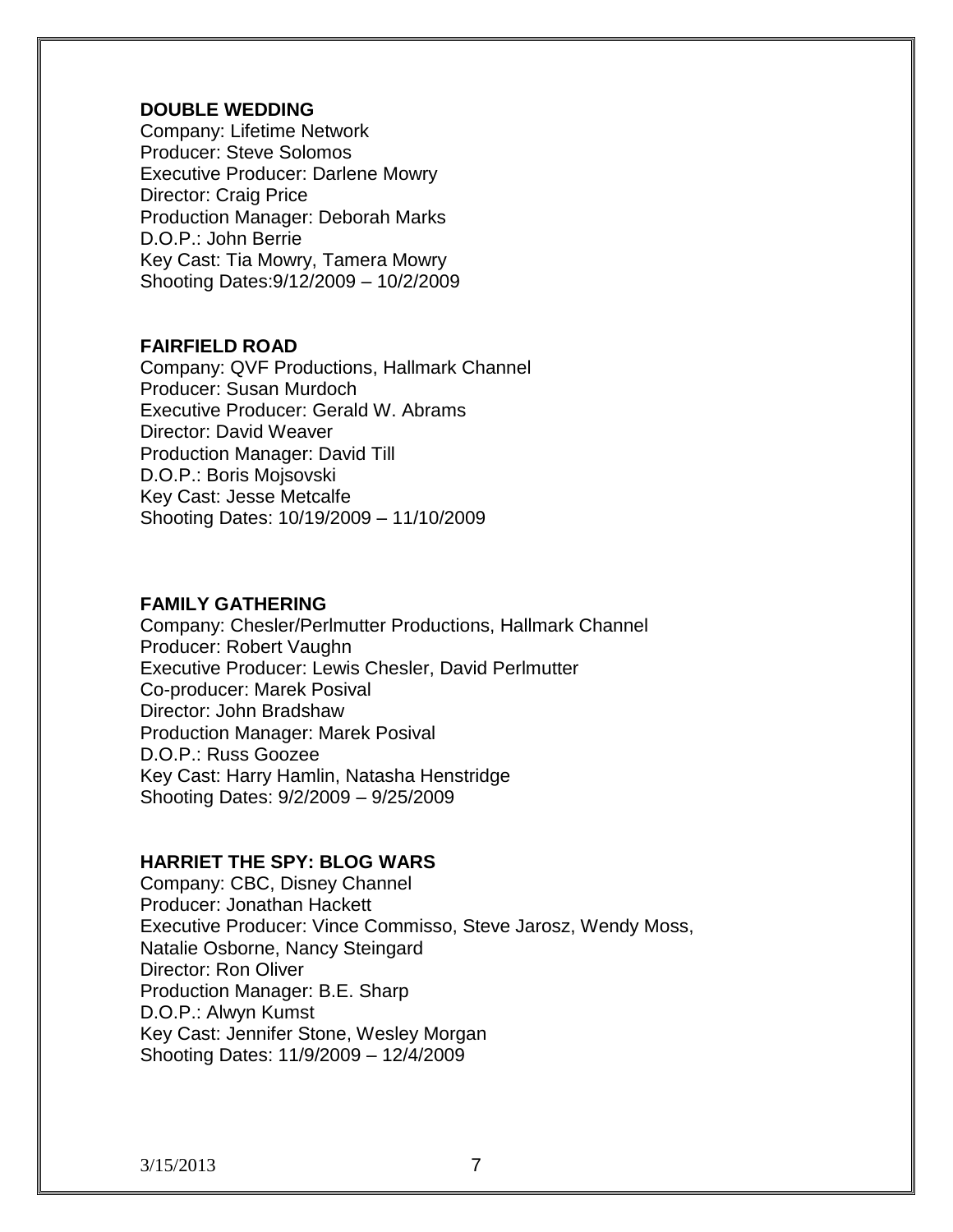**DOUBLE WEDDING**
Company: Lifetime Network
Producer: Steve Solomos
Executive Producer: Darlene Mowry
Director: Craig Price
Production Manager: Deborah Marks
D.O.P.: John Berrie
Key Cast: Tia Mowry, Tamera Mowry
Shooting Dates:9/12/2009 – 10/2/2009

**FAIRFIELD ROAD**
Company: QVF Productions, Hallmark Channel
Producer: Susan Murdoch
Executive Producer: Gerald W. Abrams
Director: David Weaver
Production Manager: David Till
D.O.P.: Boris Mojsovski
Key Cast: Jesse Metcalfe
Shooting Dates: 10/19/2009 – 11/10/2009

**FAMILY GATHERING**
Company: Chesler/Perlmutter Productions, Hallmark Channel
Producer: Robert Vaughn
Executive Producer: Lewis Chesler, David Perlmutter
Co-producer: Marek Posival
Director: John Bradshaw
Production Manager: Marek Posival
D.O.P.: Russ Goozee
Key Cast: Harry Hamlin, Natasha Henstridge
Shooting Dates: 9/2/2009 – 9/25/2009

**HARRIET THE SPY: BLOG WARS**
Company: CBC, Disney Channel
Producer: Jonathan Hackett
Executive Producer: Vince Commisso, Steve Jarosz, Wendy Moss, Natalie Osborne, Nancy Steingard
Director: Ron Oliver
Production Manager: B.E. Sharp
D.O.P.: Alwyn Kumst
Key Cast: Jennifer Stone, Wesley Morgan
Shooting Dates: 11/9/2009 – 12/4/2009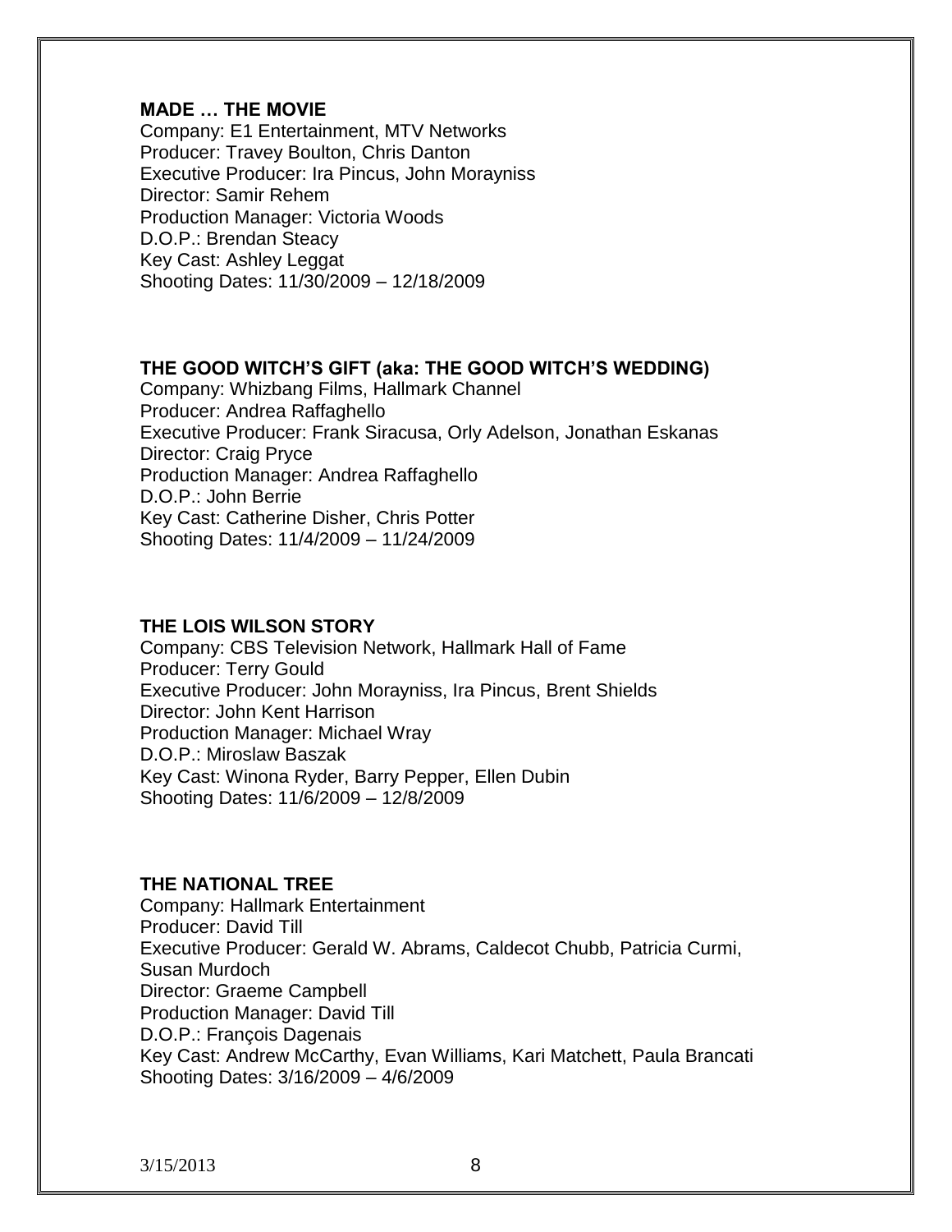**MADE … THE MOVIE**
Company: E1 Entertainment, MTV Networks
Producer: Travey Boulton, Chris Danton
Executive Producer: Ira Pincus, John Morayniss
Director: Samir Rehem
Production Manager: Victoria Woods
D.O.P.: Brendan Steacy
Key Cast: Ashley Leggat
Shooting Dates: 11/30/2009 – 12/18/2009

**THE GOOD WITCH'S GIFT (aka: THE GOOD WITCH'S WEDDING)**
Company: Whizbang Films, Hallmark Channel
Producer: Andrea Raffaghello
Executive Producer: Frank Siracusa, Orly Adelson, Jonathan Eskanas
Director: Craig Pryce
Production Manager: Andrea Raffaghello
D.O.P.: John Berrie
Key Cast: Catherine Disher, Chris Potter
Shooting Dates: 11/4/2009 – 11/24/2009

**THE LOIS WILSON STORY**
Company: CBS Television Network, Hallmark Hall of Fame
Producer: Terry Gould
Executive Producer: John Morayniss, Ira Pincus, Brent Shields
Director: John Kent Harrison
Production Manager: Michael Wray
D.O.P.: Miroslaw Baszak
Key Cast: Winona Ryder, Barry Pepper, Ellen Dubin
Shooting Dates: 11/6/2009 – 12/8/2009

**THE NATIONAL TREE**
Company: Hallmark Entertainment
Producer: David Till
Executive Producer: Gerald W. Abrams, Caldecot Chubb, Patricia Curmi, Susan Murdoch
Director: Graeme Campbell
Production Manager: David Till
D.O.P.: François Dagenais
Key Cast: Andrew McCarthy, Evan Williams, Kari Matchett, Paula Brancati
Shooting Dates: 3/16/2009 – 4/6/2009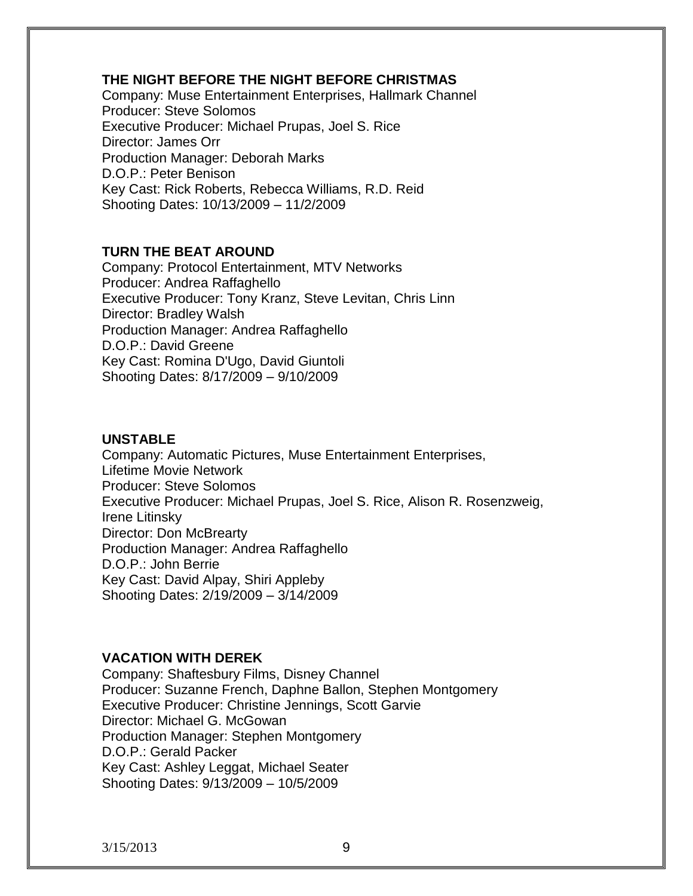**THE NIGHT BEFORE THE NIGHT BEFORE CHRISTMAS**
Company: Muse Entertainment Enterprises, Hallmark Channel
Producer: Steve Solomos
Executive Producer: Michael Prupas, Joel S. Rice
Director: James Orr
Production Manager: Deborah Marks
D.O.P.: Peter Benison
Key Cast: Rick Roberts, Rebecca Williams, R.D. Reid
Shooting Dates: 10/13/2009 – 11/2/2009

**TURN THE BEAT AROUND**
Company: Protocol Entertainment, MTV Networks
Producer: Andrea Raffaghello
Executive Producer: Tony Kranz, Steve Levitan, Chris Linn
Director: Bradley Walsh
Production Manager: Andrea Raffaghello
D.O.P.: David Greene
Key Cast: Romina D'Ugo, David Giuntoli
Shooting Dates: 8/17/2009 – 9/10/2009

**UNSTABLE**
Company: Automatic Pictures, Muse Entertainment Enterprises, Lifetime Movie Network
Producer: Steve Solomos
Executive Producer: Michael Prupas, Joel S. Rice, Alison R. Rosenzweig, Irene Litinsky
Director: Don McBrearty
Production Manager: Andrea Raffaghello
D.O.P.: John Berrie
Key Cast: David Alpay, Shiri Appleby
Shooting Dates: 2/19/2009 – 3/14/2009

**VACATION WITH DEREK**
Company: Shaftesbury Films, Disney Channel
Producer: Suzanne French, Daphne Ballon, Stephen Montgomery
Executive Producer: Christine Jennings, Scott Garvie
Director: Michael G. McGowan
Production Manager: Stephen Montgomery
D.O.P.: Gerald Packer
Key Cast: Ashley Leggat, Michael Seater
Shooting Dates: 9/13/2009 – 10/5/2009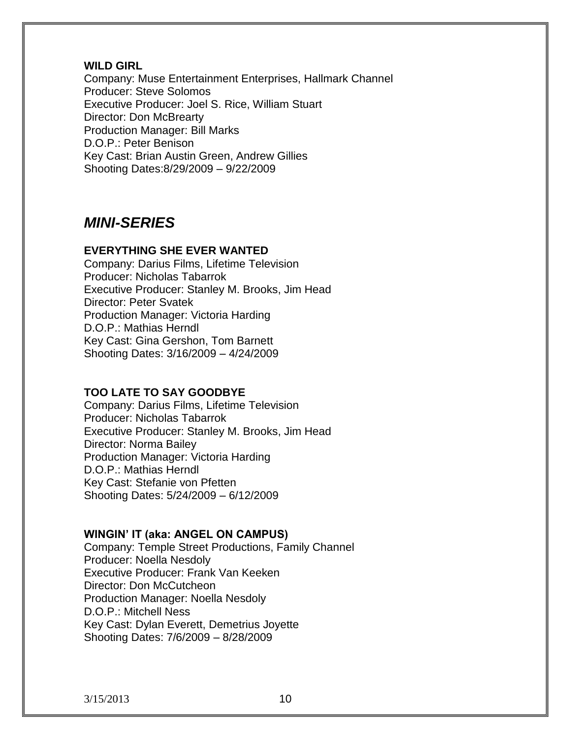**WILD GIRL**
Company: Muse Entertainment Enterprises, Hallmark Channel
Producer: Steve Solomos
Executive Producer: Joel S. Rice, William Stuart
Director: Don McBrearty
Production Manager: Bill Marks
D.O.P.: Peter Benison
Key Cast: Brian Austin Green, Andrew Gillies
Shooting Dates:8/29/2009 – 9/22/2009

## *MINI-SERIES*

**EVERYTHING SHE EVER WANTED**
Company: Darius Films, Lifetime Television
Producer: Nicholas Tabarrok
Executive Producer: Stanley M. Brooks, Jim Head
Director: Peter Svatek
Production Manager: Victoria Harding
D.O.P.: Mathias Herndl
Key Cast: Gina Gershon, Tom Barnett
Shooting Dates: 3/16/2009 – 4/24/2009

**TOO LATE TO SAY GOODBYE**
Company: Darius Films, Lifetime Television
Producer: Nicholas Tabarrok
Executive Producer: Stanley M. Brooks, Jim Head
Director: Norma Bailey
Production Manager: Victoria Harding
D.O.P.: Mathias Herndl
Key Cast: Stefanie von Pfetten
Shooting Dates: 5/24/2009 – 6/12/2009

**WINGIN' IT (aka: ANGEL ON CAMPUS)**
Company: Temple Street Productions, Family Channel
Producer: Noella Nesdoly
Executive Producer: Frank Van Keeken
Director: Don McCutcheon
Production Manager: Noella Nesdoly
D.O.P.: Mitchell Ness
Key Cast: Dylan Everett, Demetrius Joyette
Shooting Dates: 7/6/2009 – 8/28/2009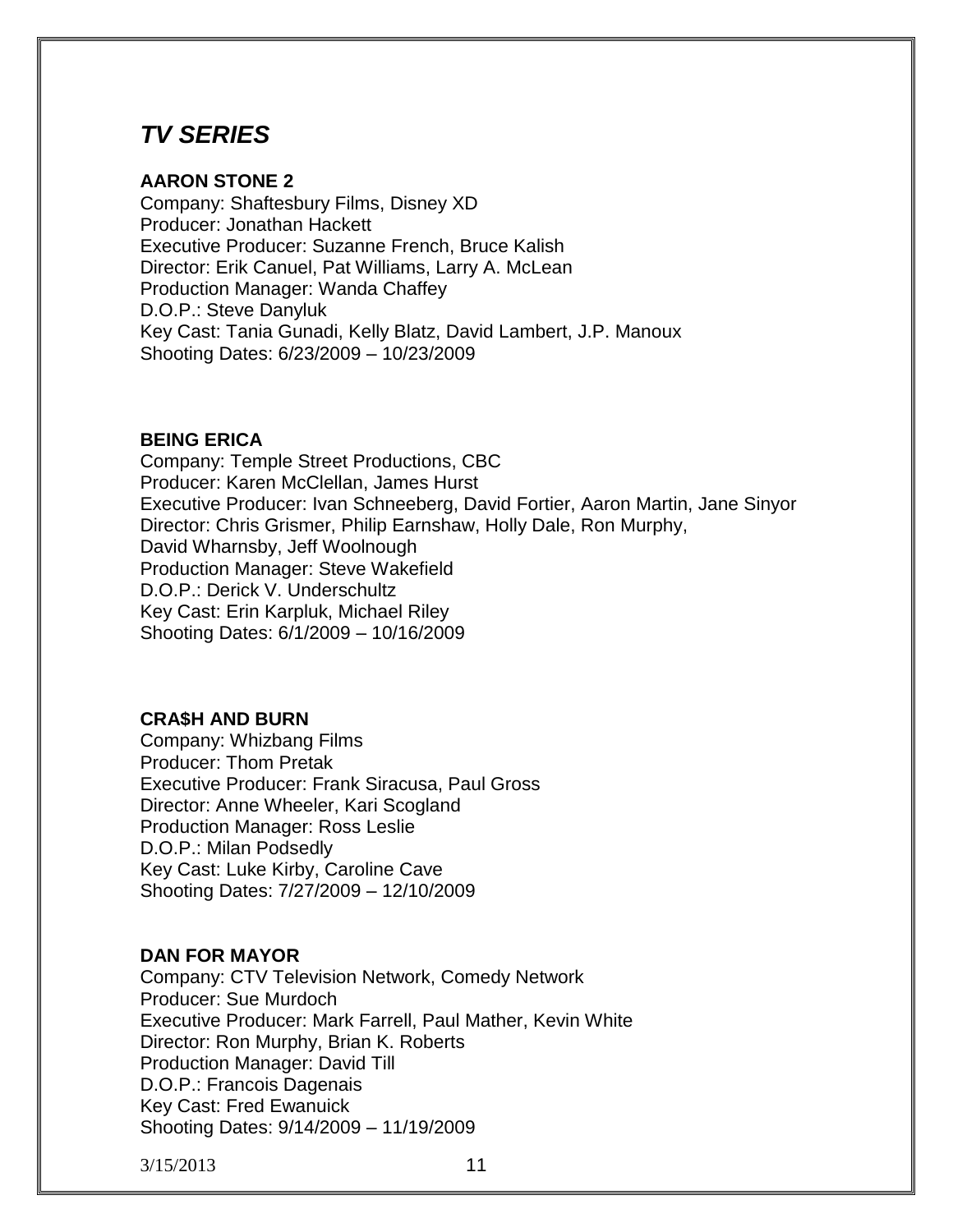## *TV SERIES*

**AARON STONE 2**
Company: Shaftesbury Films, Disney XD
Producer: Jonathan Hackett
Executive Producer: Suzanne French, Bruce Kalish
Director: Erik Canuel, Pat Williams, Larry A. McLean
Production Manager: Wanda Chaffey
D.O.P.: Steve Danyluk
Key Cast: Tania Gunadi, Kelly Blatz, David Lambert, J.P. Manoux
Shooting Dates: 6/23/2009 – 10/23/2009

**BEING ERICA**
Company: Temple Street Productions, CBC
Producer: Karen McClellan, James Hurst
Executive Producer: Ivan Schneeberg, David Fortier, Aaron Martin, Jane Sinyor
Director: Chris Grismer, Philip Earnshaw, Holly Dale, Ron Murphy, David Wharnsby, Jeff Woolnough
Production Manager: Steve Wakefield
D.O.P.: Derick V. Underschultz
Key Cast: Erin Karpluk, Michael Riley
Shooting Dates: 6/1/2009 – 10/16/2009

**CRA$H AND BURN**
Company: Whizbang Films
Producer: Thom Pretak
Executive Producer: Frank Siracusa, Paul Gross
Director: Anne Wheeler, Kari Scogland
Production Manager: Ross Leslie
D.O.P.: Milan Podsedly
Key Cast: Luke Kirby, Caroline Cave
Shooting Dates: 7/27/2009 – 12/10/2009

**DAN FOR MAYOR**
Company: CTV Television Network, Comedy Network
Producer: Sue Murdoch
Executive Producer: Mark Farrell, Paul Mather, Kevin White
Director: Ron Murphy, Brian K. Roberts
Production Manager: David Till
D.O.P.: Francois Dagenais
Key Cast: Fred Ewanuick
Shooting Dates: 9/14/2009 – 11/19/2009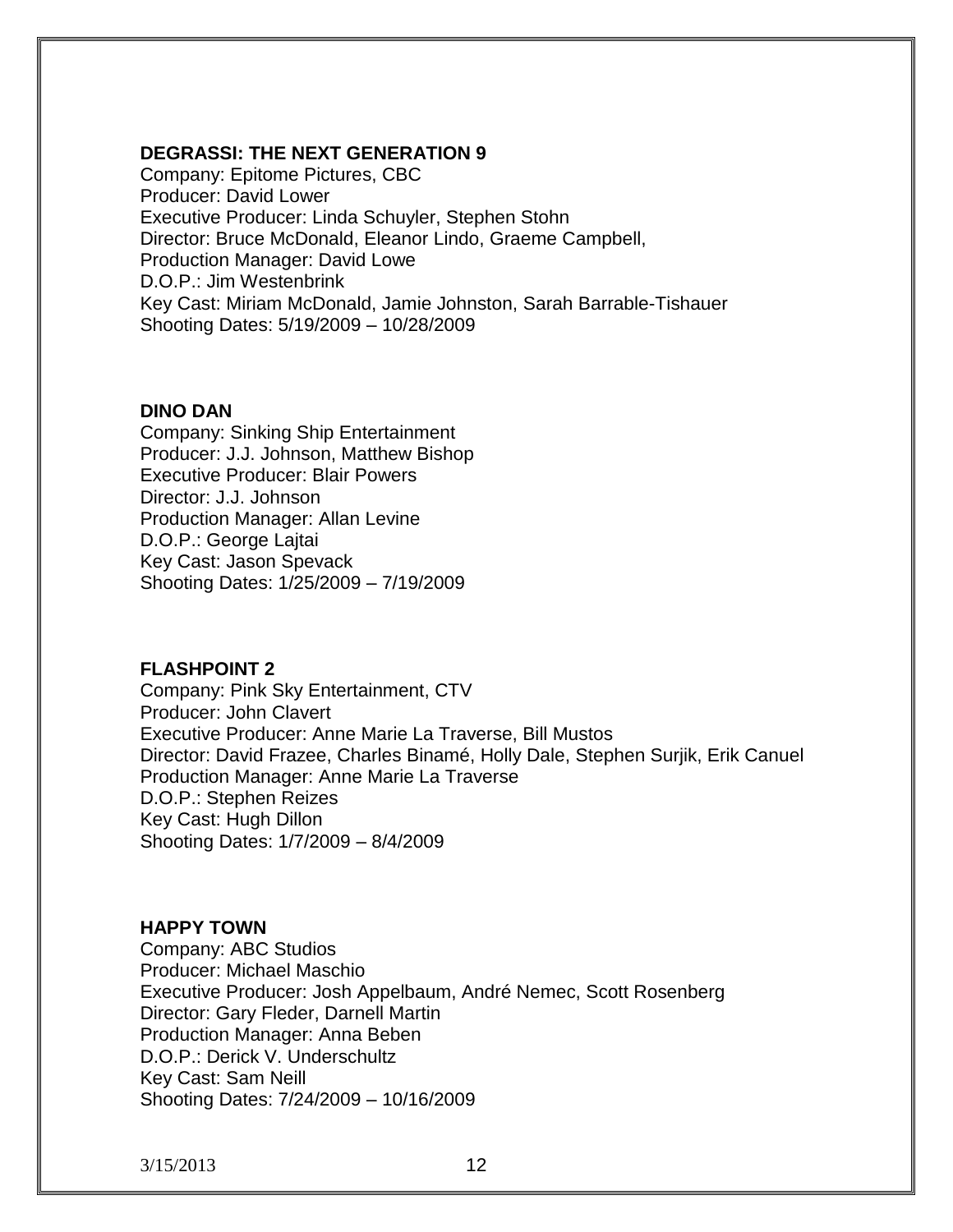**DEGRASSI: THE NEXT GENERATION 9**
Company: Epitome Pictures, CBC
Producer: David Lower
Executive Producer: Linda Schuyler, Stephen Stohn
Director: Bruce McDonald, Eleanor Lindo, Graeme Campbell,
Production Manager: David Lowe
D.O.P.: Jim Westenbrink
Key Cast: Miriam McDonald, Jamie Johnston, Sarah Barrable-Tishauer
Shooting Dates: 5/19/2009 – 10/28/2009

**DINO DAN**
Company: Sinking Ship Entertainment
Producer: J.J. Johnson, Matthew Bishop
Executive Producer: Blair Powers
Director: J.J. Johnson
Production Manager: Allan Levine
D.O.P.: George Lajtai
Key Cast: Jason Spevack
Shooting Dates: 1/25/2009 – 7/19/2009

**FLASHPOINT 2**
Company: Pink Sky Entertainment, CTV
Producer: John Clavert
Executive Producer: Anne Marie La Traverse, Bill Mustos
Director: David Frazee, Charles Binamé, Holly Dale, Stephen Surjik, Erik Canuel
Production Manager: Anne Marie La Traverse
D.O.P.: Stephen Reizes
Key Cast: Hugh Dillon
Shooting Dates: 1/7/2009 – 8/4/2009

**HAPPY TOWN**
Company: ABC Studios
Producer: Michael Maschio
Executive Producer: Josh Appelbaum, André Nemec, Scott Rosenberg
Director: Gary Fleder, Darnell Martin
Production Manager: Anna Beben
D.O.P.: Derick V. Underschultz
Key Cast: Sam Neill
Shooting Dates: 7/24/2009 – 10/16/2009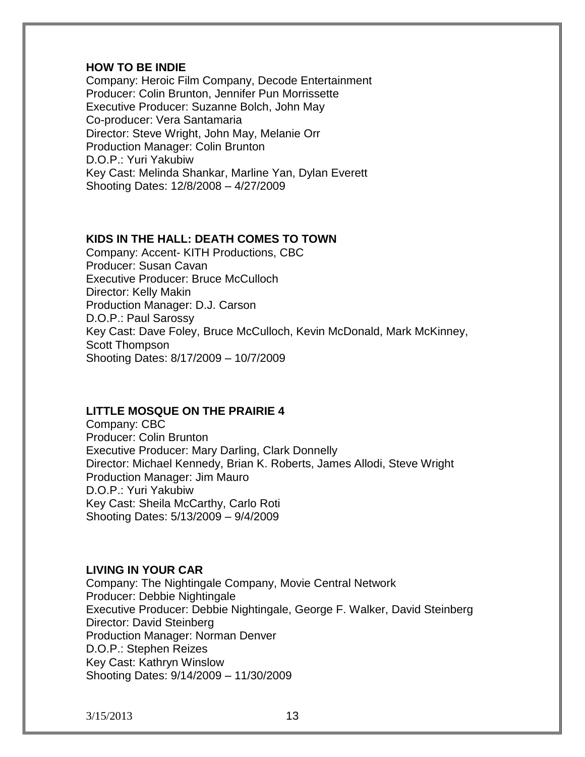**HOW TO BE INDIE**
Company: Heroic Film Company, Decode Entertainment
Producer: Colin Brunton, Jennifer Pun Morrissette
Executive Producer: Suzanne Bolch, John May
Co-producer: Vera Santamaria
Director: Steve Wright, John May, Melanie Orr
Production Manager: Colin Brunton
D.O.P.: Yuri Yakubiw
Key Cast: Melinda Shankar, Marline Yan, Dylan Everett
Shooting Dates: 12/8/2008 – 4/27/2009

**KIDS IN THE HALL: DEATH COMES TO TOWN**
Company: Accent- KITH Productions, CBC
Producer: Susan Cavan
Executive Producer: Bruce McCulloch
Director: Kelly Makin
Production Manager: D.J. Carson
D.O.P.: Paul Sarossy
Key Cast: Dave Foley, Bruce McCulloch, Kevin McDonald, Mark McKinney, Scott Thompson
Shooting Dates: 8/17/2009 – 10/7/2009

**LITTLE MOSQUE ON THE PRAIRIE 4**
Company: CBC
Producer: Colin Brunton
Executive Producer: Mary Darling, Clark Donnelly
Director: Michael Kennedy, Brian K. Roberts, James Allodi, Steve Wright
Production Manager: Jim Mauro
D.O.P.: Yuri Yakubiw
Key Cast: Sheila McCarthy, Carlo Roti
Shooting Dates: 5/13/2009 – 9/4/2009

**LIVING IN YOUR CAR**
Company: The Nightingale Company, Movie Central Network
Producer: Debbie Nightingale
Executive Producer: Debbie Nightingale, George F. Walker, David Steinberg
Director: David Steinberg
Production Manager: Norman Denver
D.O.P.: Stephen Reizes
Key Cast: Kathryn Winslow
Shooting Dates: 9/14/2009 – 11/30/2009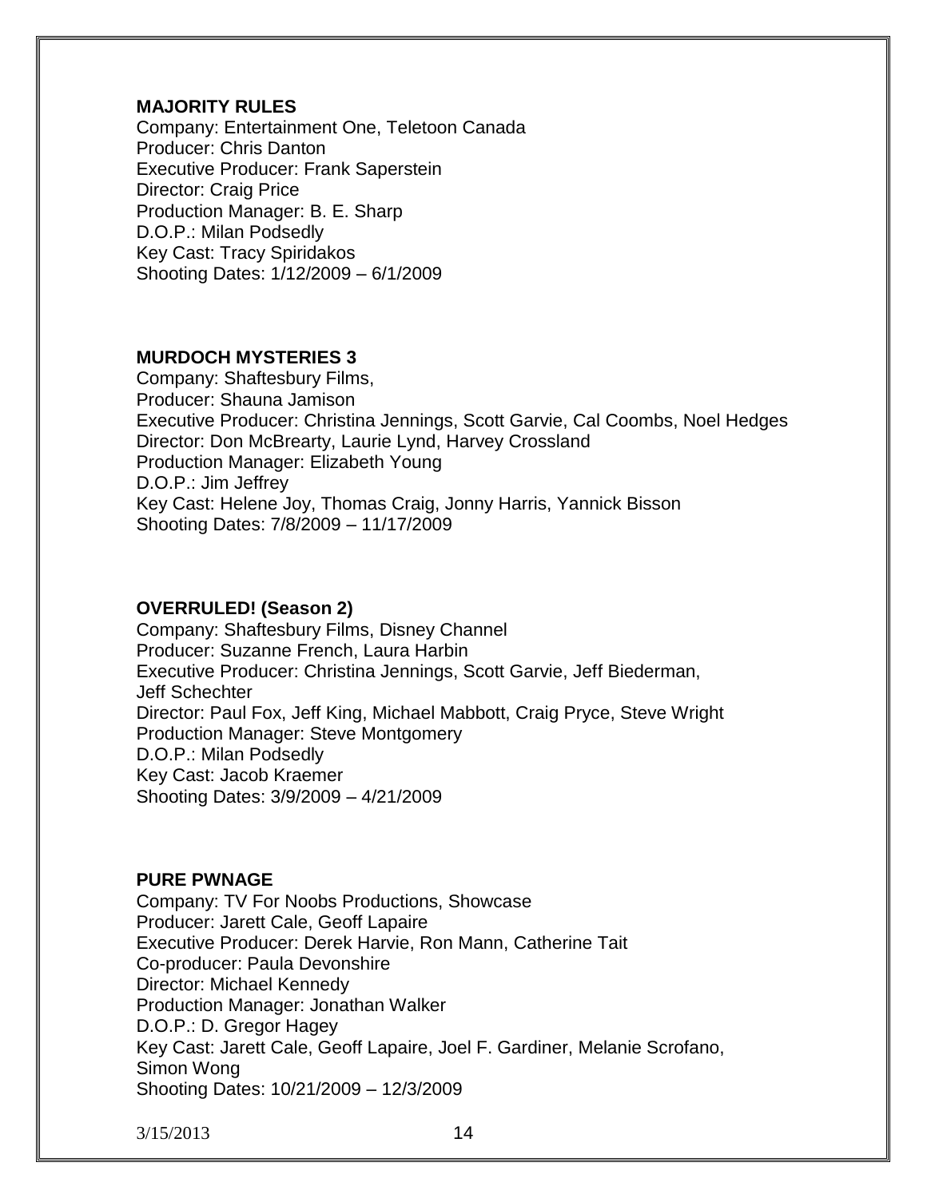**MAJORITY RULES**
Company: Entertainment One, Teletoon Canada
Producer: Chris Danton
Executive Producer: Frank Saperstein
Director: Craig Price
Production Manager: B. E. Sharp
D.O.P.: Milan Podsedly
Key Cast: Tracy Spiridakos
Shooting Dates: 1/12/2009 – 6/1/2009

**MURDOCH MYSTERIES 3**
Company: Shaftesbury Films,
Producer: Shauna Jamison
Executive Producer: Christina Jennings, Scott Garvie, Cal Coombs, Noel Hedges
Director: Don McBrearty, Laurie Lynd, Harvey Crossland
Production Manager: Elizabeth Young
D.O.P.: Jim Jeffrey
Key Cast: Helene Joy, Thomas Craig, Jonny Harris, Yannick Bisson
Shooting Dates: 7/8/2009 – 11/17/2009

**OVERRULED! (Season 2)**
Company: Shaftesbury Films, Disney Channel
Producer: Suzanne French, Laura Harbin
Executive Producer: Christina Jennings, Scott Garvie, Jeff Biederman, Jeff Schechter
Director: Paul Fox, Jeff King, Michael Mabbott, Craig Pryce, Steve Wright
Production Manager: Steve Montgomery
D.O.P.: Milan Podsedly
Key Cast: Jacob Kraemer
Shooting Dates: 3/9/2009 – 4/21/2009

**PURE PWNAGE**
Company: TV For Noobs Productions, Showcase
Producer: Jarett Cale, Geoff Lapaire
Executive Producer: Derek Harvie, Ron Mann, Catherine Tait
Co-producer: Paula Devonshire
Director: Michael Kennedy
Production Manager: Jonathan Walker
D.O.P.: D. Gregor Hagey
Key Cast: Jarett Cale, Geoff Lapaire, Joel F. Gardiner, Melanie Scrofano, Simon Wong
Shooting Dates: 10/21/2009 – 12/3/2009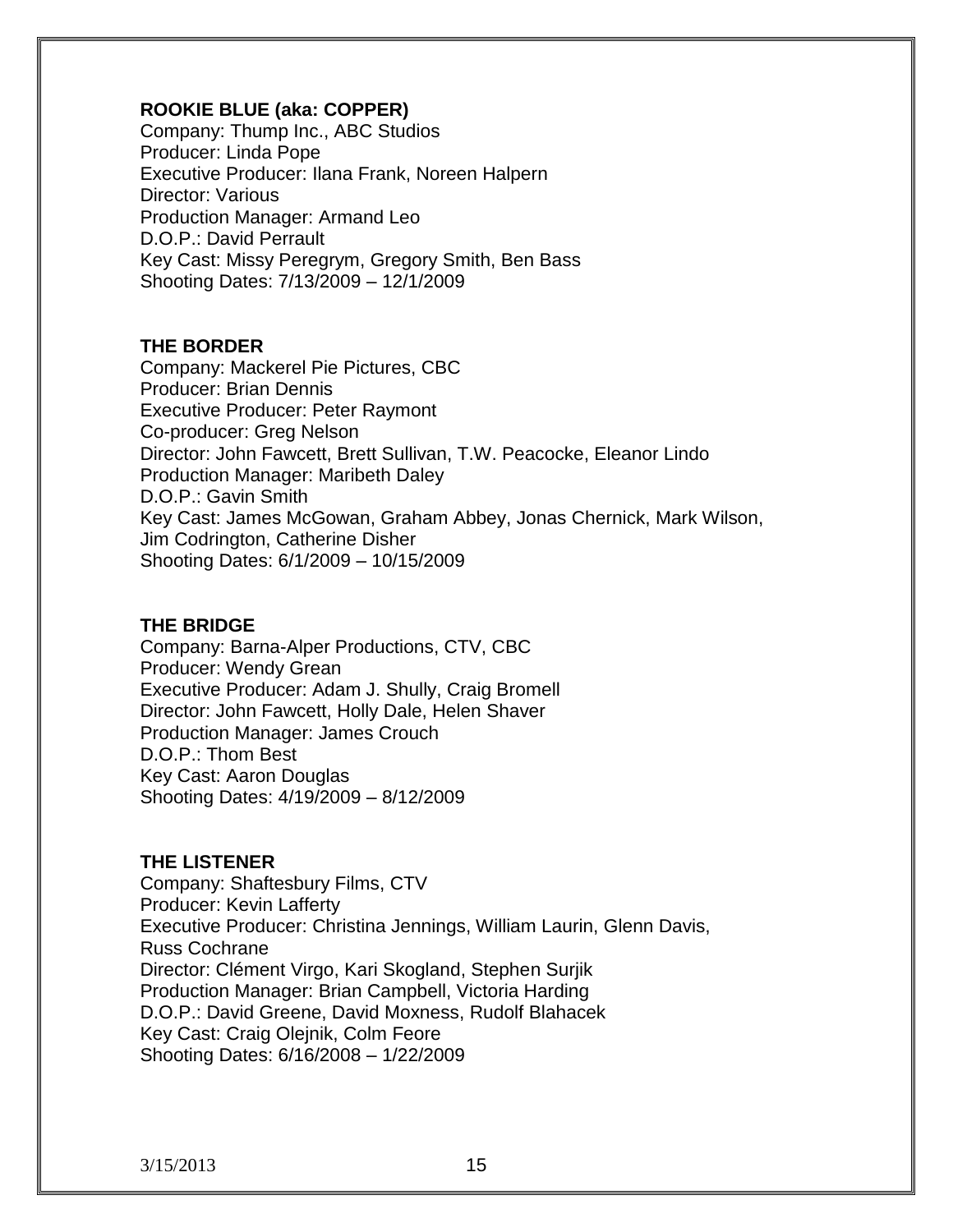**ROOKIE BLUE (aka: COPPER)**
Company: Thump Inc., ABC Studios
Producer: Linda Pope
Executive Producer: Ilana Frank, Noreen Halpern
Director: Various
Production Manager: Armand Leo
D.O.P.: David Perrault
Key Cast: Missy Peregrym, Gregory Smith, Ben Bass
Shooting Dates: 7/13/2009 – 12/1/2009

**THE BORDER**
Company: Mackerel Pie Pictures, CBC
Producer: Brian Dennis
Executive Producer: Peter Raymont
Co-producer: Greg Nelson
Director: John Fawcett, Brett Sullivan, T.W. Peacocke, Eleanor Lindo
Production Manager: Maribeth Daley
D.O.P.: Gavin Smith
Key Cast: James McGowan, Graham Abbey, Jonas Chernick, Mark Wilson, Jim Codrington, Catherine Disher
Shooting Dates: 6/1/2009 – 10/15/2009

**THE BRIDGE**
Company: Barna-Alper Productions, CTV, CBC
Producer: Wendy Grean
Executive Producer: Adam J. Shully, Craig Bromell
Director: John Fawcett, Holly Dale, Helen Shaver
Production Manager: James Crouch
D.O.P.: Thom Best
Key Cast: Aaron Douglas
Shooting Dates: 4/19/2009 – 8/12/2009

**THE LISTENER**
Company: Shaftesbury Films, CTV
Producer: Kevin Lafferty
Executive Producer: Christina Jennings, William Laurin, Glenn Davis, Russ Cochrane
Director: Clément Virgo, Kari Skogland, Stephen Surjik
Production Manager: Brian Campbell, Victoria Harding
D.O.P.: David Greene, David Moxness, Rudolf Blahacek
Key Cast: Craig Olejnik, Colm Feore
Shooting Dates: 6/16/2008 – 1/22/2009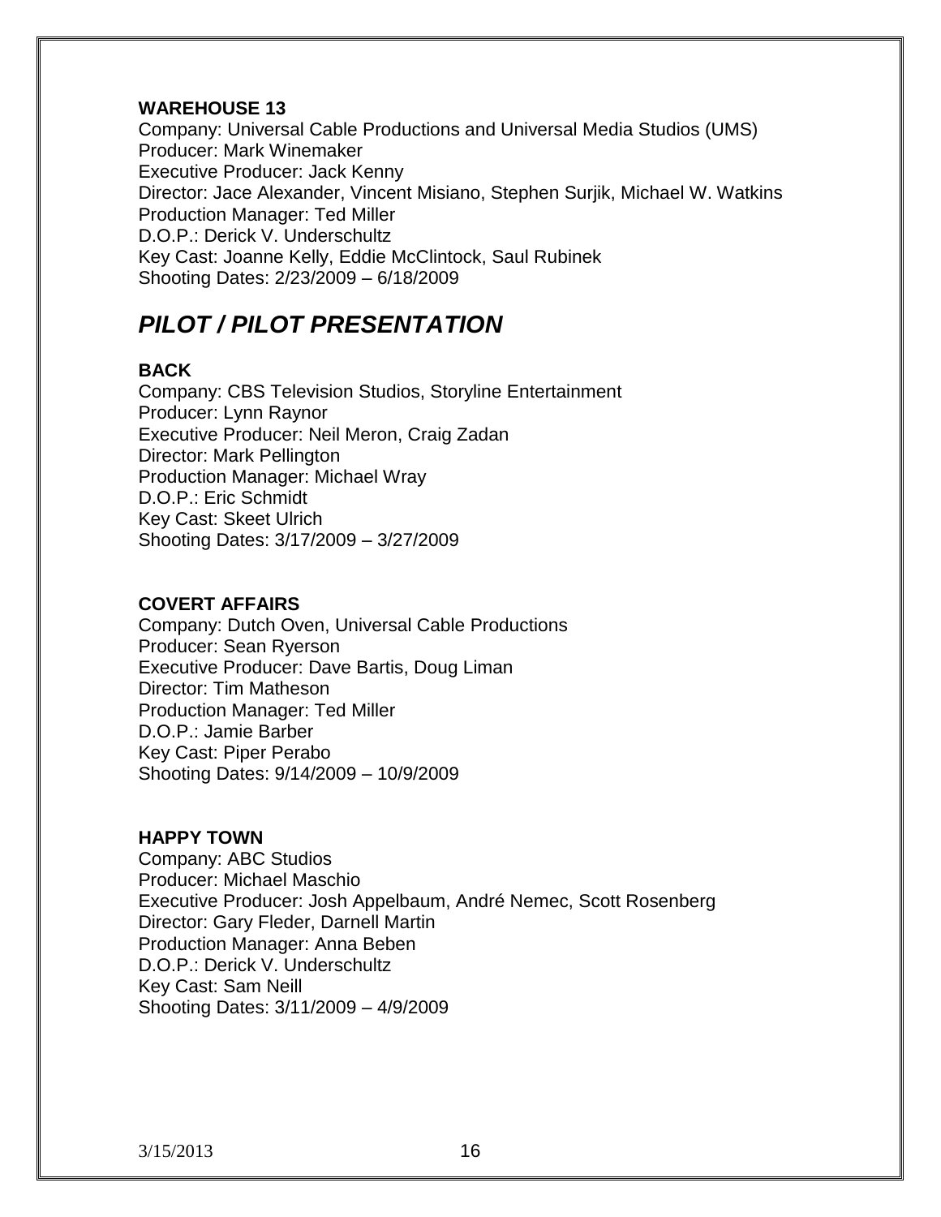**WAREHOUSE 13**
Company: Universal Cable Productions and Universal Media Studios (UMS)
Producer: Mark Winemaker
Executive Producer: Jack Kenny
Director: Jace Alexander, Vincent Misiano, Stephen Surjik, Michael W. Watkins
Production Manager: Ted Miller
D.O.P.: Derick V. Underschultz
Key Cast: Joanne Kelly, Eddie McClintock, Saul Rubinek
Shooting Dates: 2/23/2009 – 6/18/2009

## *PILOT / PILOT PRESENTATION*

**BACK**
Company: CBS Television Studios, Storyline Entertainment
Producer: Lynn Raynor
Executive Producer: Neil Meron, Craig Zadan
Director: Mark Pellington
Production Manager: Michael Wray
D.O.P.: Eric Schmidt
Key Cast: Skeet Ulrich
Shooting Dates: 3/17/2009 – 3/27/2009

**COVERT AFFAIRS**
Company: Dutch Oven, Universal Cable Productions
Producer: Sean Ryerson
Executive Producer: Dave Bartis, Doug Liman
Director: Tim Matheson
Production Manager: Ted Miller
D.O.P.: Jamie Barber
Key Cast: Piper Perabo
Shooting Dates: 9/14/2009 – 10/9/2009

**HAPPY TOWN**
Company: ABC Studios
Producer: Michael Maschio
Executive Producer: Josh Appelbaum, André Nemec, Scott Rosenberg
Director: Gary Fleder, Darnell Martin
Production Manager: Anna Beben
D.O.P.: Derick V. Underschultz
Key Cast: Sam Neill
Shooting Dates: 3/11/2009 – 4/9/2009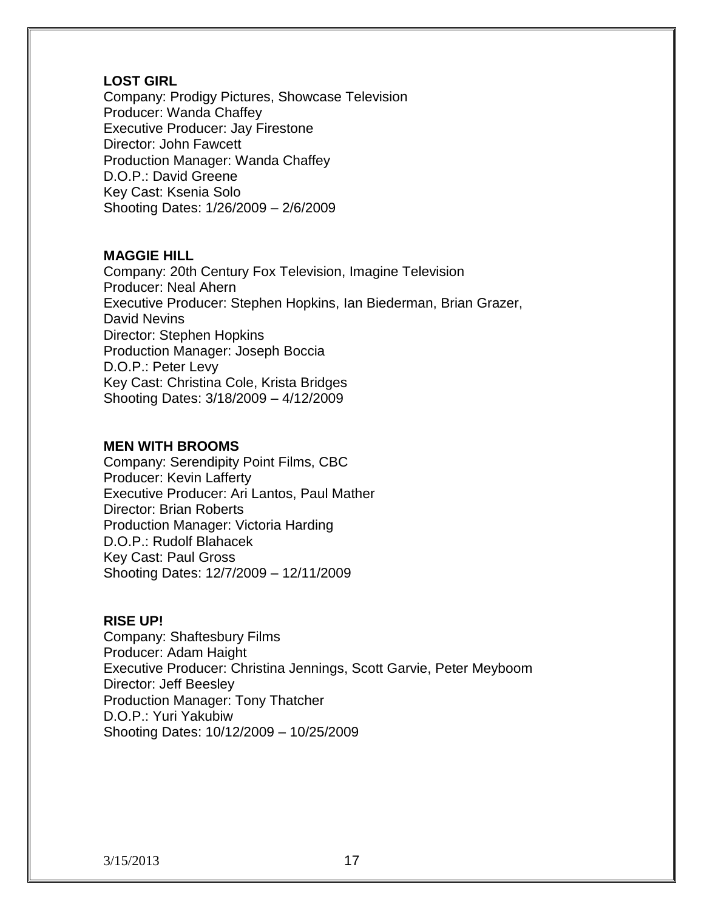**LOST GIRL**
Company: Prodigy Pictures, Showcase Television
Producer: Wanda Chaffey
Executive Producer: Jay Firestone
Director: John Fawcett
Production Manager: Wanda Chaffey
D.O.P.: David Greene
Key Cast: Ksenia Solo
Shooting Dates: 1/26/2009 – 2/6/2009

**MAGGIE HILL**
Company: 20th Century Fox Television, Imagine Television
Producer: Neal Ahern
Executive Producer: Stephen Hopkins, Ian Biederman, Brian Grazer, David Nevins
Director: Stephen Hopkins
Production Manager: Joseph Boccia
D.O.P.: Peter Levy
Key Cast: Christina Cole, Krista Bridges
Shooting Dates: 3/18/2009 – 4/12/2009

**MEN WITH BROOMS**
Company: Serendipity Point Films, CBC
Producer: Kevin Lafferty
Executive Producer: Ari Lantos, Paul Mather
Director: Brian Roberts
Production Manager: Victoria Harding
D.O.P.: Rudolf Blahacek
Key Cast: Paul Gross
Shooting Dates: 12/7/2009 – 12/11/2009

**RISE UP!**
Company: Shaftesbury Films
Producer: Adam Haight
Executive Producer: Christina Jennings, Scott Garvie, Peter Meyboom
Director: Jeff Beesley
Production Manager: Tony Thatcher
D.O.P.: Yuri Yakubiw
Shooting Dates: 10/12/2009 – 10/25/2009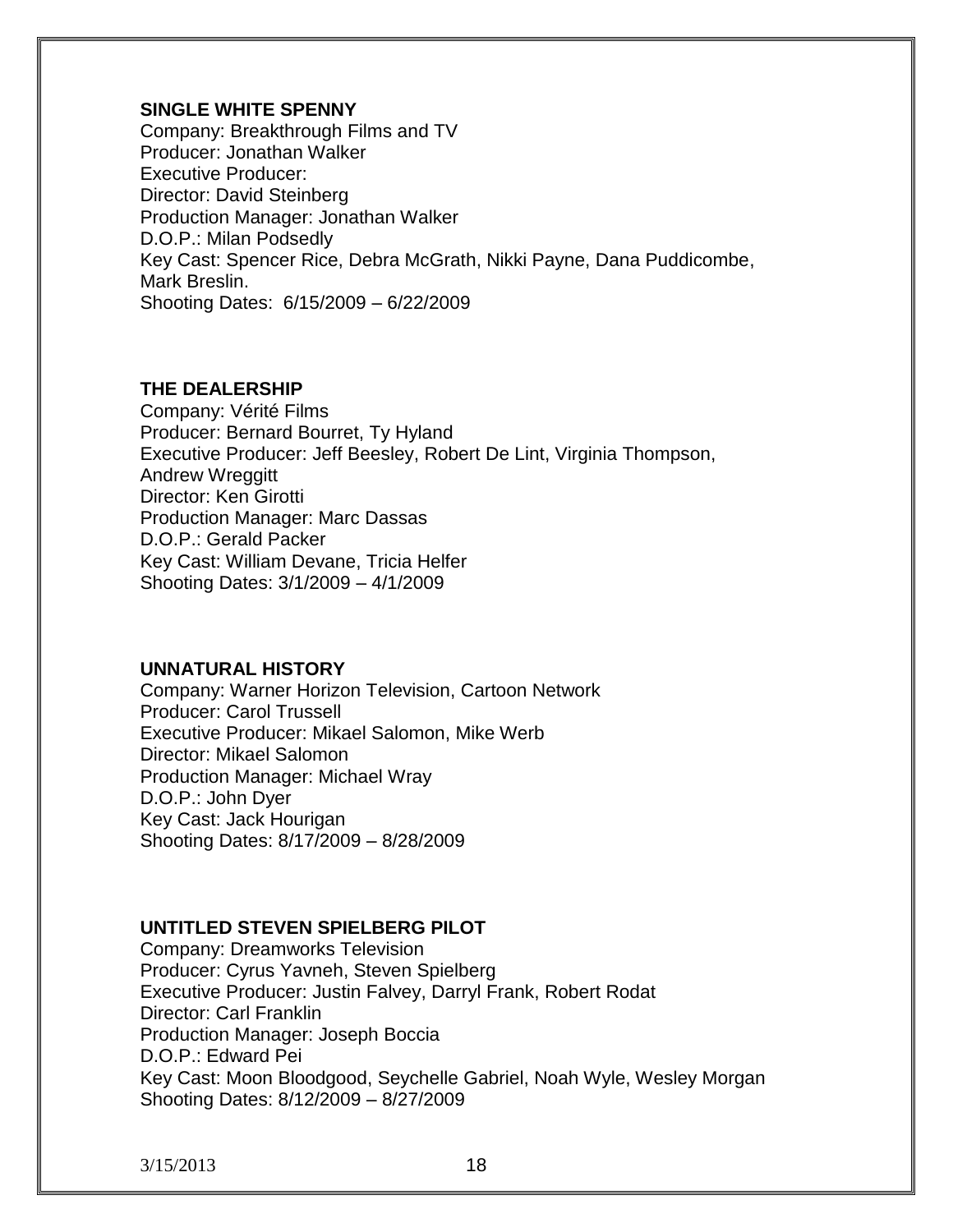**SINGLE WHITE SPENNY**
Company: Breakthrough Films and TV
Producer: Jonathan Walker
Executive Producer:
Director: David Steinberg
Production Manager: Jonathan Walker
D.O.P.: Milan Podsedly
Key Cast: Spencer Rice, Debra McGrath, Nikki Payne, Dana Puddicombe, Mark Breslin.
Shooting Dates: 6/15/2009 – 6/22/2009

**THE DEALERSHIP**
Company: Vérité Films
Producer: Bernard Bourret, Ty Hyland
Executive Producer: Jeff Beesley, Robert De Lint, Virginia Thompson, Andrew Wreggitt
Director: Ken Girotti
Production Manager: Marc Dassas
D.O.P.: Gerald Packer
Key Cast: William Devane, Tricia Helfer
Shooting Dates: 3/1/2009 – 4/1/2009

**UNNATURAL HISTORY**
Company: Warner Horizon Television, Cartoon Network
Producer: Carol Trussell
Executive Producer: Mikael Salomon, Mike Werb
Director: Mikael Salomon
Production Manager: Michael Wray
D.O.P.: John Dyer
Key Cast: Jack Hourigan
Shooting Dates: 8/17/2009 – 8/28/2009

**UNTITLED STEVEN SPIELBERG PILOT**
Company: Dreamworks Television
Producer: Cyrus Yavneh, Steven Spielberg
Executive Producer: Justin Falvey, Darryl Frank, Robert Rodat
Director: Carl Franklin
Production Manager: Joseph Boccia
D.O.P.: Edward Pei
Key Cast: Moon Bloodgood, Seychelle Gabriel, Noah Wyle, Wesley Morgan
Shooting Dates: 8/12/2009 – 8/27/2009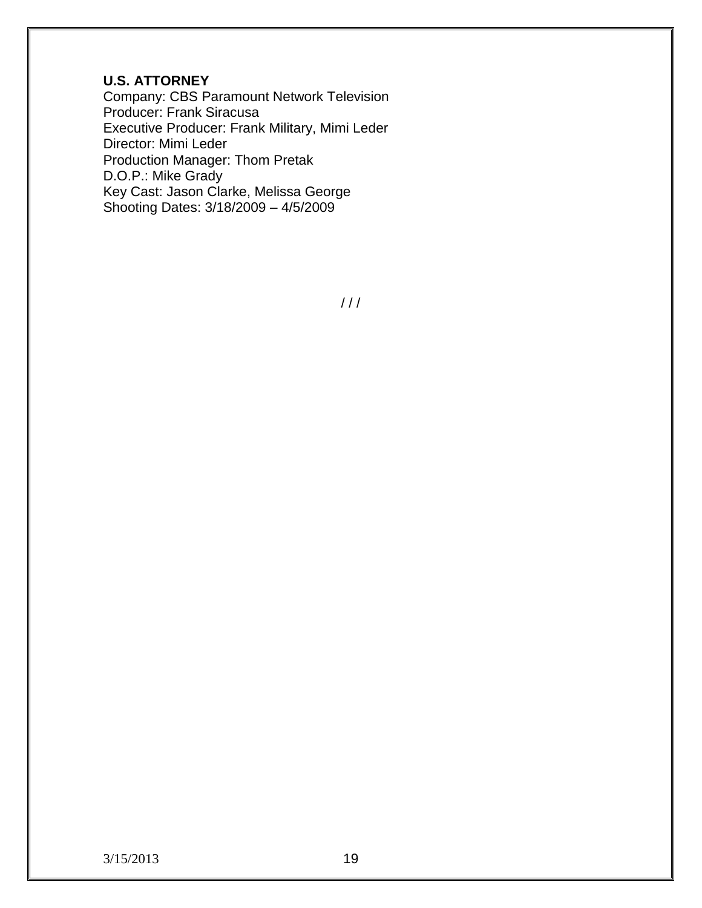**U.S. ATTORNEY**
Company: CBS Paramount Network Television
Producer: Frank Siracusa
Executive Producer: Frank Military, Mimi Leder
Director: Mimi Leder
Production Manager: Thom Pretak
D.O.P.: Mike Grady
Key Cast: Jason Clarke, Melissa George
Shooting Dates: 3/18/2009 – 4/5/2009

/ / /